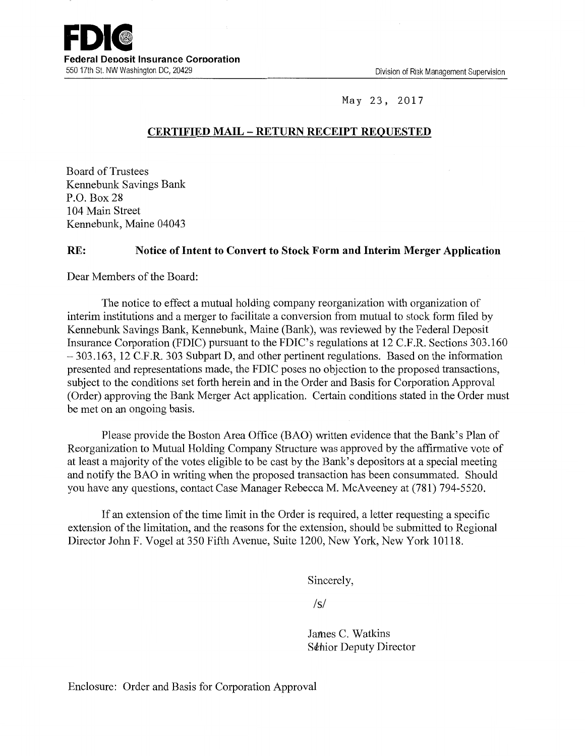**FDIC**
**Federal Deposit Insurance Corporation**
550 17th St. NW Washington DC, 20429

Division of Risk Management Supervision

May 23, 2017

**CERTIFIED MAIL – RETURN RECEIPT REQUESTED**

Board of Trustees
Kennebunk Savings Bank
P.O. Box 28
104 Main Street
Kennebunk, Maine 04043

**RE: Notice of Intent to Convert to Stock Form and Interim Merger Application**

Dear Members of the Board:

The notice to effect a mutual holding company reorganization with organization of interim institutions and a merger to facilitate a conversion from mutual to stock form filed by Kennebunk Savings Bank, Kennebunk, Maine (Bank), was reviewed by the Federal Deposit Insurance Corporation (FDIC) pursuant to the FDIC's regulations at 12 C.F.R. Sections 303.160 – 303.163, 12 C.F.R. 303 Subpart D, and other pertinent regulations. Based on the information presented and representations made, the FDIC poses no objection to the proposed transactions, subject to the conditions set forth herein and in the Order and Basis for Corporation Approval (Order) approving the Bank Merger Act application. Certain conditions stated in the Order must be met on an ongoing basis.

Please provide the Boston Area Office (BAO) written evidence that the Bank's Plan of Reorganization to Mutual Holding Company Structure was approved by the affirmative vote of at least a majority of the votes eligible to be cast by the Bank's depositors at a special meeting and notify the BAO in writing when the proposed transaction has been consummated. Should you have any questions, contact Case Manager Rebecca M. McAveeney at (781) 794-5520.

If an extension of the time limit in the Order is required, a letter requesting a specific extension of the limitation, and the reasons for the extension, should be submitted to Regional Director John F. Vogel at 350 Fifth Avenue, Suite 1200, New York, New York 10118.

Sincerely,

/s/

James C. Watkins
Senior Deputy Director

Enclosure: Order and Basis for Corporation Approval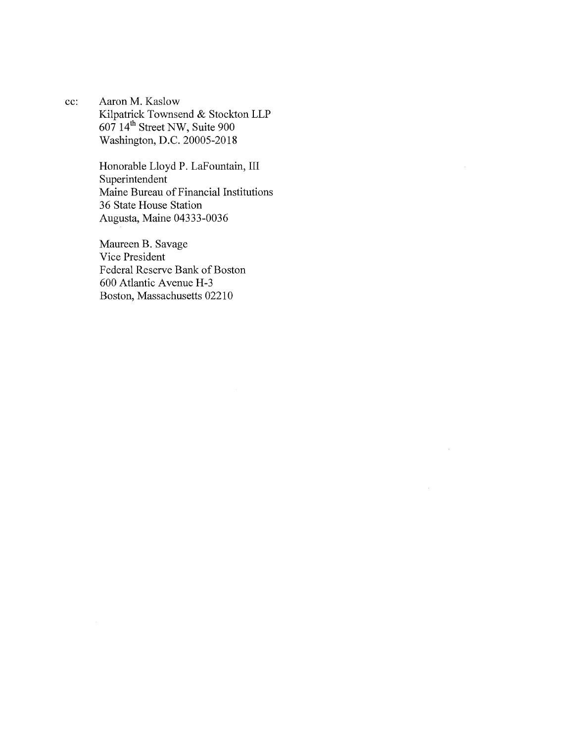cc: Aaron M. Kaslow
Kilpatrick Townsend & Stockton LLP
607 14th Street NW, Suite 900
Washington, D.C. 20005-2018

Honorable Lloyd P. LaFountain, III
Superintendent
Maine Bureau of Financial Institutions
36 State House Station
Augusta, Maine 04333-0036

Maureen B. Savage
Vice President
Federal Reserve Bank of Boston
600 Atlantic Avenue H-3
Boston, Massachusetts 02210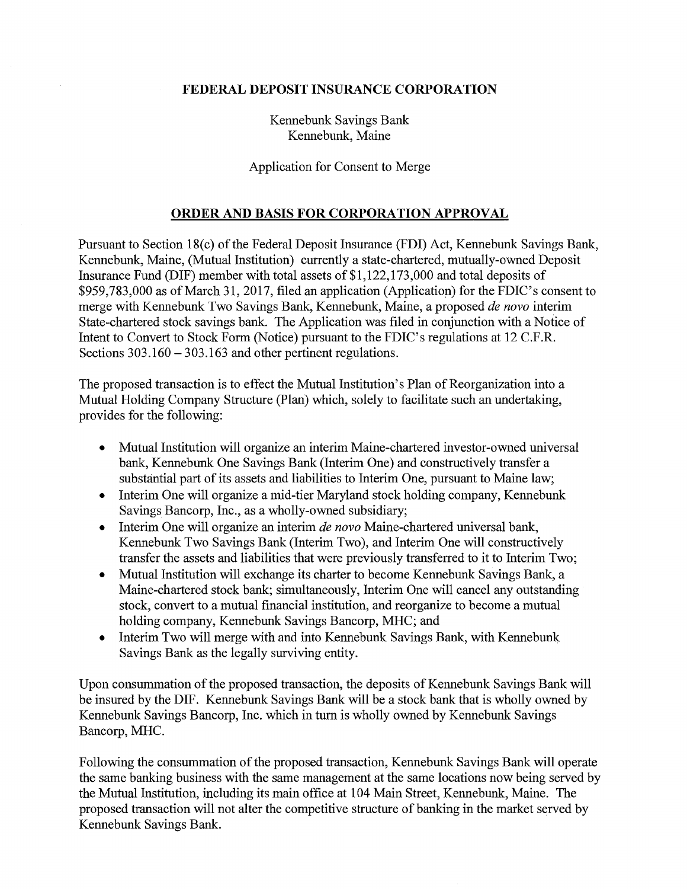**FEDERAL DEPOSIT INSURANCE CORPORATION**

Kennebunk Savings Bank
Kennebunk, Maine

Application for Consent to Merge

## ORDER AND BASIS FOR CORPORATION APPROVAL

Pursuant to Section 18(c) of the Federal Deposit Insurance (FDI) Act, Kennebunk Savings Bank, Kennebunk, Maine, (Mutual Institution) currently a state-chartered, mutually-owned Deposit Insurance Fund (DIF) member with total assets of $1,122,173,000 and total deposits of $959,783,000 as of March 31, 2017, filed an application (Application) for the FDIC's consent to merge with Kennebunk Two Savings Bank, Kennebunk, Maine, a proposed *de novo* interim State-chartered stock savings bank. The Application was filed in conjunction with a Notice of Intent to Convert to Stock Form (Notice) pursuant to the FDIC's regulations at 12 C.F.R. Sections 303.160 – 303.163 and other pertinent regulations.

The proposed transaction is to effect the Mutual Institution's Plan of Reorganization into a Mutual Holding Company Structure (Plan) which, solely to facilitate such an undertaking, provides for the following:

- Mutual Institution will organize an interim Maine-chartered investor-owned universal bank, Kennebunk One Savings Bank (Interim One) and constructively transfer a substantial part of its assets and liabilities to Interim One, pursuant to Maine law;
- Interim One will organize a mid-tier Maryland stock holding company, Kennebunk Savings Bancorp, Inc., as a wholly-owned subsidiary;
- Interim One will organize an interim *de novo* Maine-chartered universal bank, Kennebunk Two Savings Bank (Interim Two), and Interim One will constructively transfer the assets and liabilities that were previously transferred to it to Interim Two;
- Mutual Institution will exchange its charter to become Kennebunk Savings Bank, a Maine-chartered stock bank; simultaneously, Interim One will cancel any outstanding stock, convert to a mutual financial institution, and reorganize to become a mutual holding company, Kennebunk Savings Bancorp, MHC; and
- Interim Two will merge with and into Kennebunk Savings Bank, with Kennebunk Savings Bank as the legally surviving entity.

Upon consummation of the proposed transaction, the deposits of Kennebunk Savings Bank will be insured by the DIF. Kennebunk Savings Bank will be a stock bank that is wholly owned by Kennebunk Savings Bancorp, Inc. which in turn is wholly owned by Kennebunk Savings Bancorp, MHC.

Following the consummation of the proposed transaction, Kennebunk Savings Bank will operate the same banking business with the same management at the same locations now being served by the Mutual Institution, including its main office at 104 Main Street, Kennebunk, Maine. The proposed transaction will not alter the competitive structure of banking in the market served by Kennebunk Savings Bank.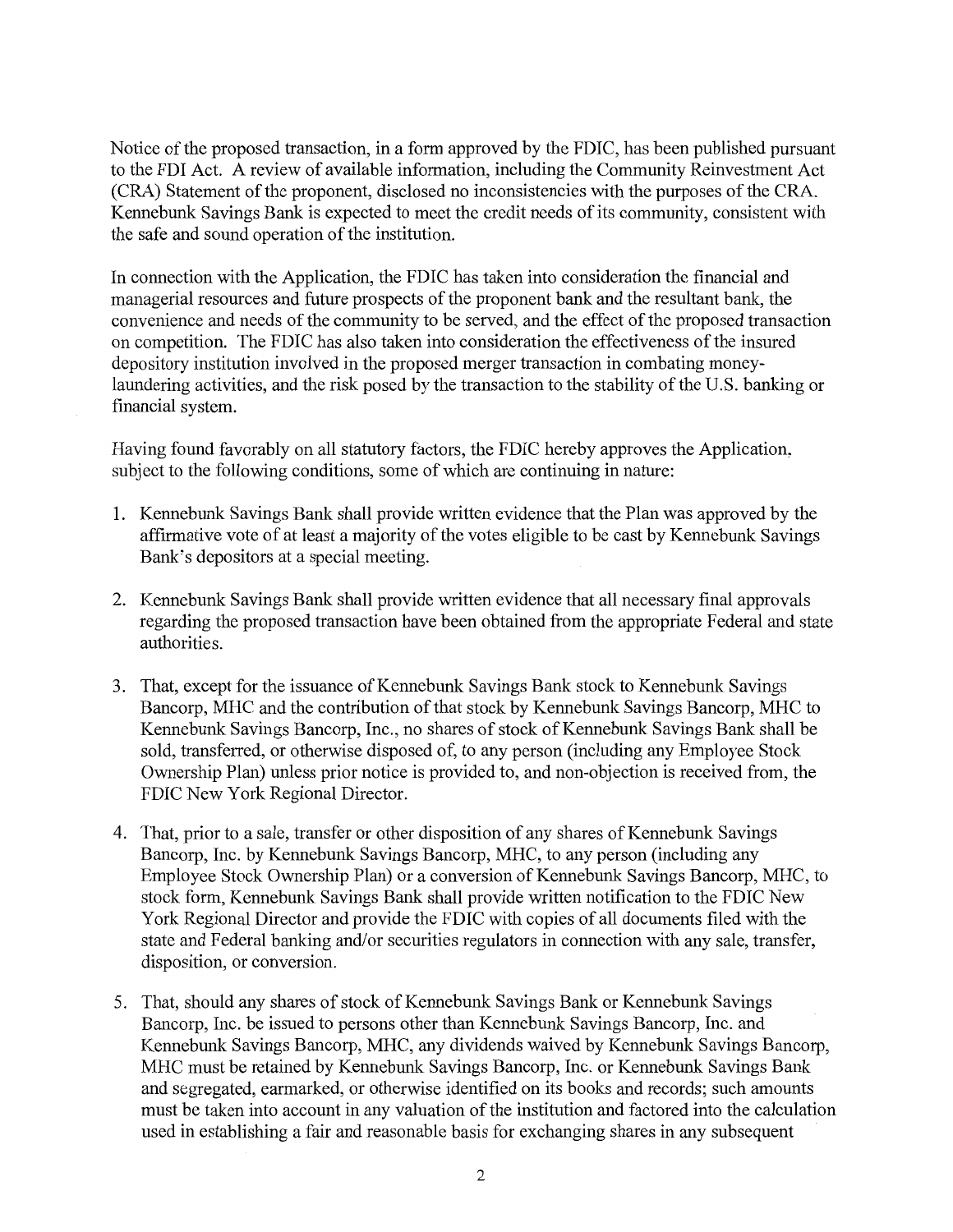Notice of the proposed transaction, in a form approved by the FDIC, has been published pursuant to the FDI Act. A review of available information, including the Community Reinvestment Act (CRA) Statement of the proponent, disclosed no inconsistencies with the purposes of the CRA. Kennebunk Savings Bank is expected to meet the credit needs of its community, consistent with the safe and sound operation of the institution.

In connection with the Application, the FDIC has taken into consideration the financial and managerial resources and future prospects of the proponent bank and the resultant bank, the convenience and needs of the community to be served, and the effect of the proposed transaction on competition. The FDIC has also taken into consideration the effectiveness of the insured depository institution involved in the proposed merger transaction in combating money-laundering activities, and the risk posed by the transaction to the stability of the U.S. banking or financial system.

Having found favorably on all statutory factors, the FDIC hereby approves the Application, subject to the following conditions, some of which are continuing in nature:

1. Kennebunk Savings Bank shall provide written evidence that the Plan was approved by the affirmative vote of at least a majority of the votes eligible to be cast by Kennebunk Savings Bank's depositors at a special meeting.

2. Kennebunk Savings Bank shall provide written evidence that all necessary final approvals regarding the proposed transaction have been obtained from the appropriate Federal and state authorities.

3. That, except for the issuance of Kennebunk Savings Bank stock to Kennebunk Savings Bancorp, MHC and the contribution of that stock by Kennebunk Savings Bancorp, MHC to Kennebunk Savings Bancorp, Inc., no shares of stock of Kennebunk Savings Bank shall be sold, transferred, or otherwise disposed of, to any person (including any Employee Stock Ownership Plan) unless prior notice is provided to, and non-objection is received from, the FDIC New York Regional Director.

4. That, prior to a sale, transfer or other disposition of any shares of Kennebunk Savings Bancorp, Inc. by Kennebunk Savings Bancorp, MHC, to any person (including any Employee Stock Ownership Plan) or a conversion of Kennebunk Savings Bancorp, MHC, to stock form, Kennebunk Savings Bank shall provide written notification to the FDIC New York Regional Director and provide the FDIC with copies of all documents filed with the state and Federal banking and/or securities regulators in connection with any sale, transfer, disposition, or conversion.

5. That, should any shares of stock of Kennebunk Savings Bank or Kennebunk Savings Bancorp, Inc. be issued to persons other than Kennebunk Savings Bancorp, Inc. and Kennebunk Savings Bancorp, MHC, any dividends waived by Kennebunk Savings Bancorp, MHC must be retained by Kennebunk Savings Bancorp, Inc. or Kennebunk Savings Bank and segregated, earmarked, or otherwise identified on its books and records; such amounts must be taken into account in any valuation of the institution and factored into the calculation used in establishing a fair and reasonable basis for exchanging shares in any subsequent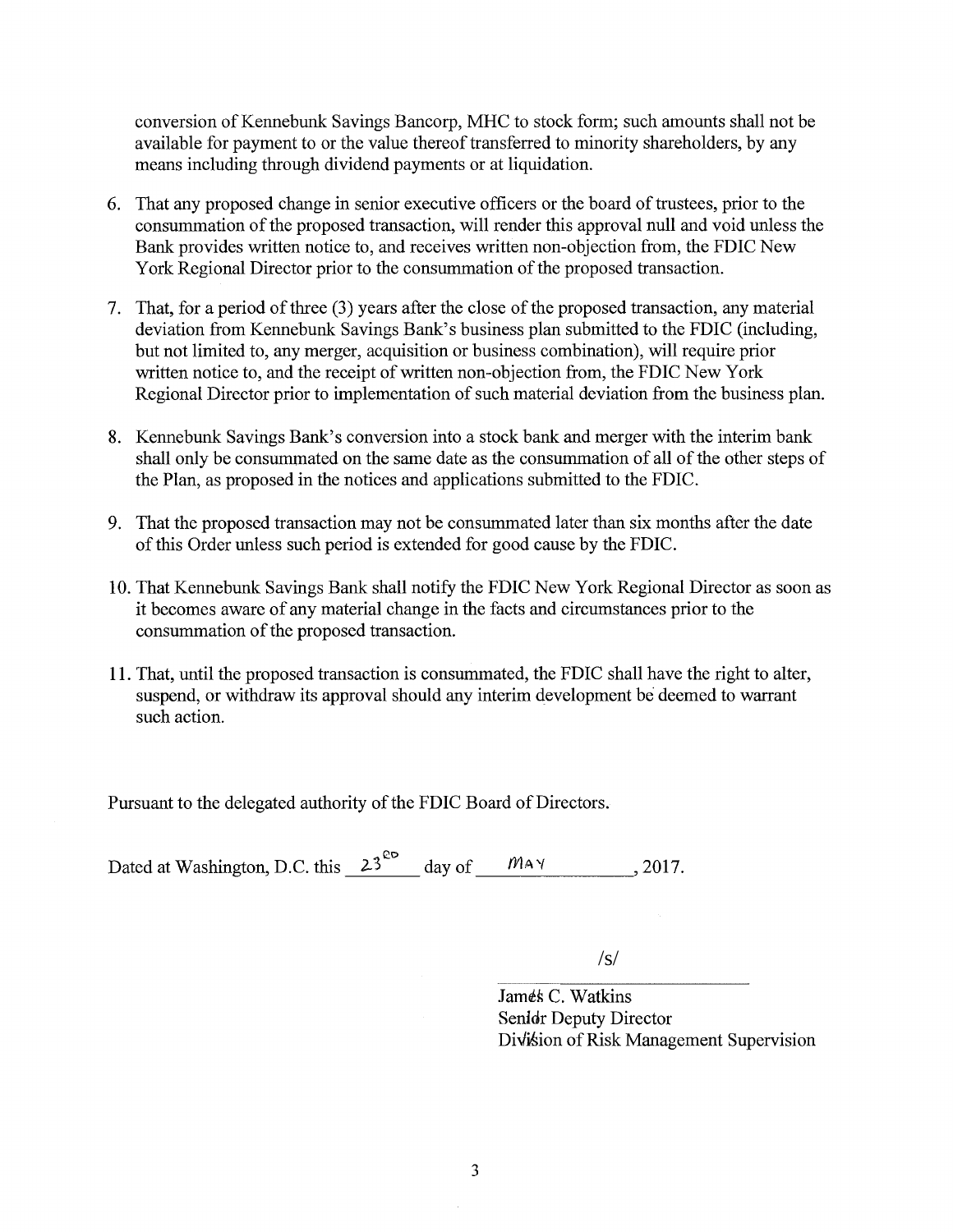conversion of Kennebunk Savings Bancorp, MHC to stock form; such amounts shall not be available for payment to or the value thereof transferred to minority shareholders, by any means including through dividend payments or at liquidation.

6. That any proposed change in senior executive officers or the board of trustees, prior to the consummation of the proposed transaction, will render this approval null and void unless the Bank provides written notice to, and receives written non-objection from, the FDIC New York Regional Director prior to the consummation of the proposed transaction.

7. That, for a period of three (3) years after the close of the proposed transaction, any material deviation from Kennebunk Savings Bank's business plan submitted to the FDIC (including, but not limited to, any merger, acquisition or business combination), will require prior written notice to, and the receipt of written non-objection from, the FDIC New York Regional Director prior to implementation of such material deviation from the business plan.

8. Kennebunk Savings Bank's conversion into a stock bank and merger with the interim bank shall only be consummated on the same date as the consummation of all of the other steps of the Plan, as proposed in the notices and applications submitted to the FDIC.

9. That the proposed transaction may not be consummated later than six months after the date of this Order unless such period is extended for good cause by the FDIC.

10. That Kennebunk Savings Bank shall notify the FDIC New York Regional Director as soon as it becomes aware of any material change in the facts and circumstances prior to the consummation of the proposed transaction.

11. That, until the proposed transaction is consummated, the FDIC shall have the right to alter, suspend, or withdraw its approval should any interim development be deemed to warrant such action.

Pursuant to the delegated authority of the FDIC Board of Directors.

Dated at Washington, D.C. this 23RD day of MAY, 2017.

/s/

James C. Watkins
Senior Deputy Director
Division of Risk Management Supervision